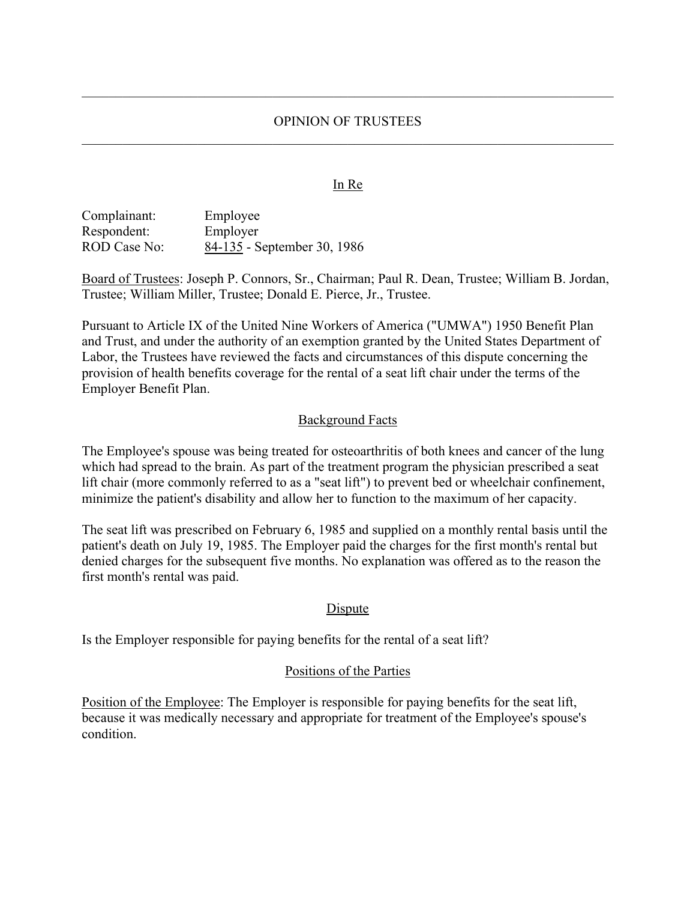# OPINION OF TRUSTEES

In Re

Complainant: Employee
Respondent: Employer
ROD Case No: 84-135 - September 30, 1986

Board of Trustees: Joseph P. Connors, Sr., Chairman; Paul R. Dean, Trustee; William B. Jordan, Trustee; William Miller, Trustee; Donald E. Pierce, Jr., Trustee.

Pursuant to Article IX of the United Nine Workers of America ("UMWA") 1950 Benefit Plan and Trust, and under the authority of an exemption granted by the United States Department of Labor, the Trustees have reviewed the facts and circumstances of this dispute concerning the provision of health benefits coverage for the rental of a seat lift chair under the terms of the Employer Benefit Plan.

## Background Facts

The Employee's spouse was being treated for osteoarthritis of both knees and cancer of the lung which had spread to the brain. As part of the treatment program the physician prescribed a seat lift chair (more commonly referred to as a "seat lift") to prevent bed or wheelchair confinement, minimize the patient's disability and allow her to function to the maximum of her capacity.

The seat lift was prescribed on February 6, 1985 and supplied on a monthly rental basis until the patient's death on July 19, 1985. The Employer paid the charges for the first month's rental but denied charges for the subsequent five months. No explanation was offered as to the reason the first month's rental was paid.

## Dispute

Is the Employer responsible for paying benefits for the rental of a seat lift?

## Positions of the Parties

Position of the Employee: The Employer is responsible for paying benefits for the seat lift, because it was medically necessary and appropriate for treatment of the Employee's spouse's condition.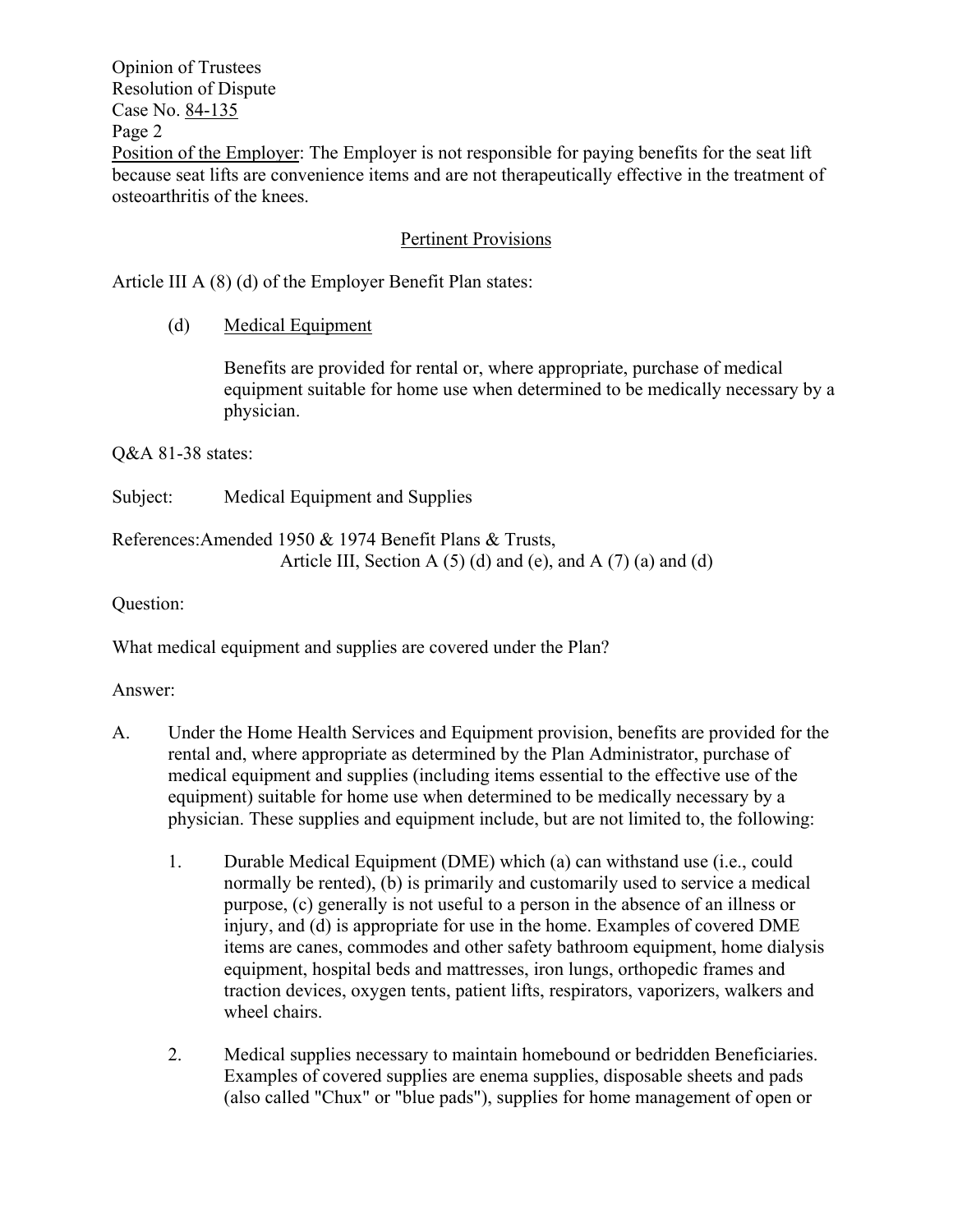Opinion of Trustees
Resolution of Dispute
Case No. 84-135
Page 2

Position of the Employer: The Employer is not responsible for paying benefits for the seat lift because seat lifts are convenience items and are not therapeutically effective in the treatment of osteoarthritis of the knees.

## Pertinent Provisions

Article III A (8) (d) of the Employer Benefit Plan states:

> (d) Medical Equipment
>
> Benefits are provided for rental or, where appropriate, purchase of medical equipment suitable for home use when determined to be medically necessary by a physician.

Q&A 81-38 states:

Subject: Medical Equipment and Supplies

References: Amended 1950 & 1974 Benefit Plans & Trusts, Article III, Section A (5) (d) and (e), and A (7) (a) and (d)

Question:

What medical equipment and supplies are covered under the Plan?

Answer:

A. Under the Home Health Services and Equipment provision, benefits are provided for the rental and, where appropriate as determined by the Plan Administrator, purchase of medical equipment and supplies (including items essential to the effective use of the equipment) suitable for home use when determined to be medically necessary by a physician. These supplies and equipment include, but are not limited to, the following:

   1. Durable Medical Equipment (DME) which (a) can withstand use (i.e., could normally be rented), (b) is primarily and customarily used to service a medical purpose, (c) generally is not useful to a person in the absence of an illness or injury, and (d) is appropriate for use in the home. Examples of covered DME items are canes, commodes and other safety bathroom equipment, home dialysis equipment, hospital beds and mattresses, iron lungs, orthopedic frames and traction devices, oxygen tents, patient lifts, respirators, vaporizers, walkers and wheel chairs.

   2. Medical supplies necessary to maintain homebound or bedridden Beneficiaries. Examples of covered supplies are enema supplies, disposable sheets and pads (also called "Chux" or "blue pads"), supplies for home management of open or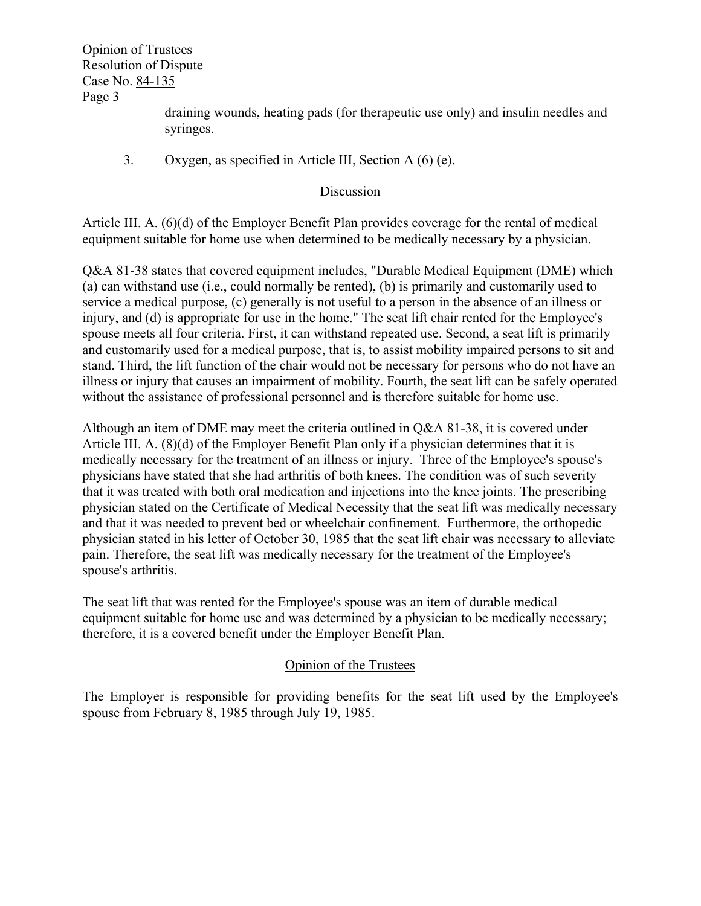draining wounds, heating pads (for therapeutic use only) and insulin needles and syringes.

3. Oxygen, as specified in Article III, Section A (6) (e).

## Discussion

Article III. A. (6)(d) of the Employer Benefit Plan provides coverage for the rental of medical equipment suitable for home use when determined to be medically necessary by a physician.

Q&A 81-38 states that covered equipment includes, "Durable Medical Equipment (DME) which (a) can withstand use (i.e., could normally be rented), (b) is primarily and customarily used to service a medical purpose, (c) generally is not useful to a person in the absence of an illness or injury, and (d) is appropriate for use in the home." The seat lift chair rented for the Employee's spouse meets all four criteria. First, it can withstand repeated use. Second, a seat lift is primarily and customarily used for a medical purpose, that is, to assist mobility impaired persons to sit and stand. Third, the lift function of the chair would not be necessary for persons who do not have an illness or injury that causes an impairment of mobility. Fourth, the seat lift can be safely operated without the assistance of professional personnel and is therefore suitable for home use.

Although an item of DME may meet the criteria outlined in Q&A 81-38, it is covered under Article III. A. (8)(d) of the Employer Benefit Plan only if a physician determines that it is medically necessary for the treatment of an illness or injury. Three of the Employee's spouse's physicians have stated that she had arthritis of both knees. The condition was of such severity that it was treated with both oral medication and injections into the knee joints. The prescribing physician stated on the Certificate of Medical Necessity that the seat lift was medically necessary and that it was needed to prevent bed or wheelchair confinement. Furthermore, the orthopedic physician stated in his letter of October 30, 1985 that the seat lift chair was necessary to alleviate pain. Therefore, the seat lift was medically necessary for the treatment of the Employee's spouse's arthritis.

The seat lift that was rented for the Employee's spouse was an item of durable medical equipment suitable for home use and was determined by a physician to be medically necessary; therefore, it is a covered benefit under the Employer Benefit Plan.

## Opinion of the Trustees

The Employer is responsible for providing benefits for the seat lift used by the Employee's spouse from February 8, 1985 through July 19, 1985.